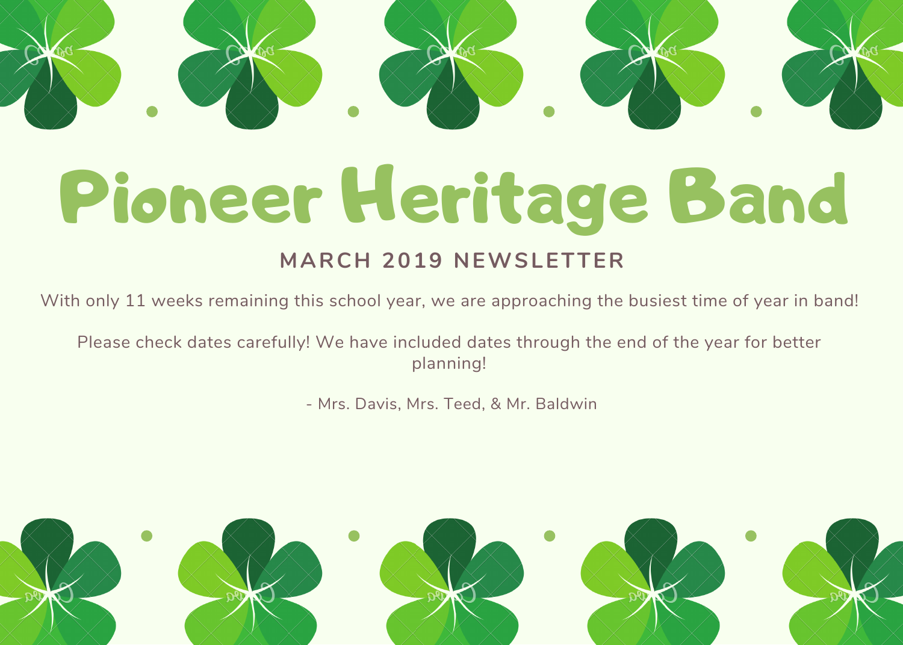# Pioneer Heritage Band

## MARCH 2019 NEWSLETTER

With only 11 weeks remaining this school year, we are approaching the busiest time of year in band!

Please check dates carefully! We have included dates through the end of the year for better planning!

- Mrs. Davis, Mrs. Teed, & Mr. Baldwin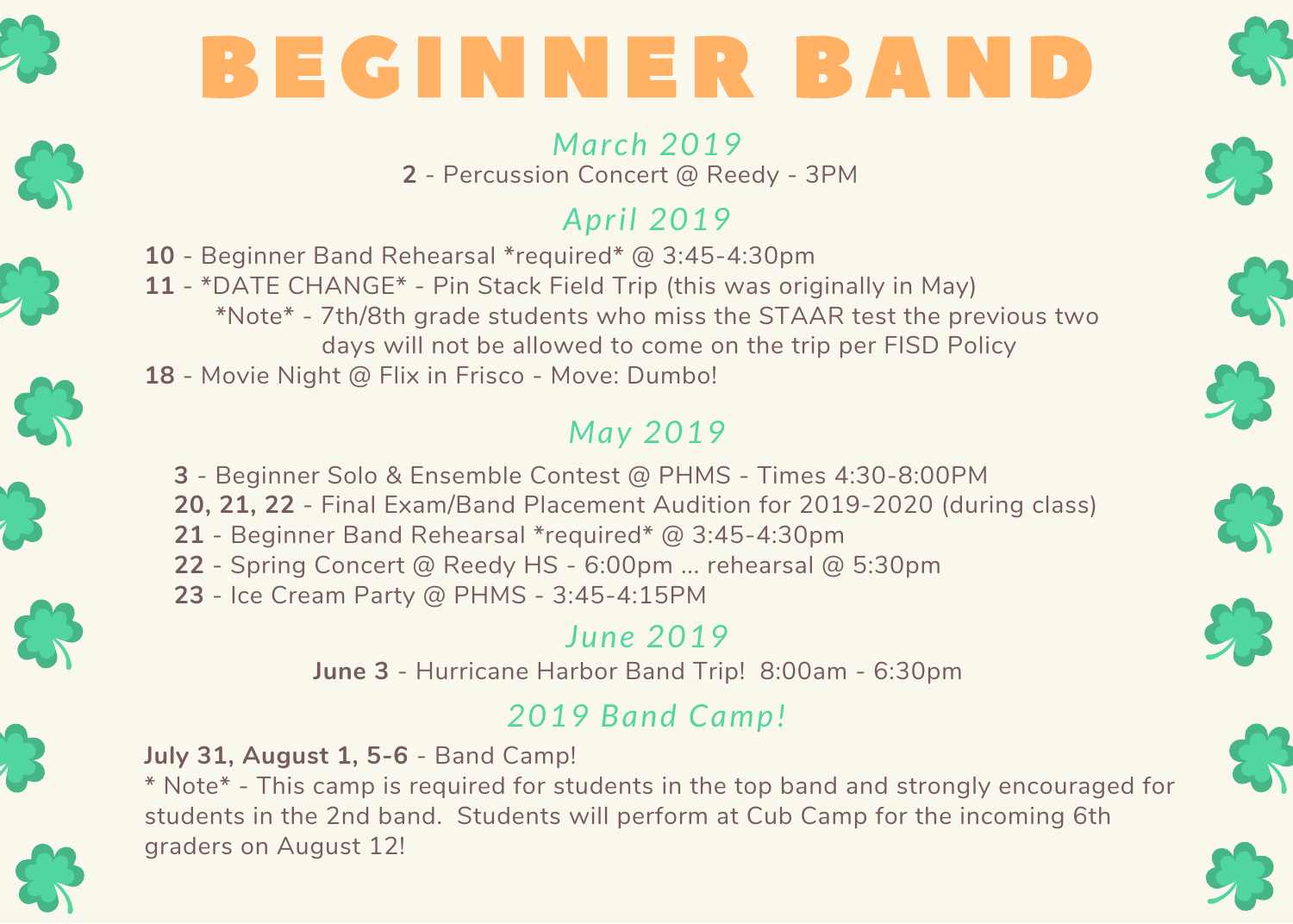# BEGINNER BAND

## *March 2019*

**2** - Percussion Concert @ Reedy - 3PM

## *April 2019*

**10** - Beginner Band Rehearsal *required* @ 3:45-4:30pm
**11** - *DATE CHANGE* - Pin Stack Field Trip (this was originally in May)
*Note* - 7th/8th grade students who miss the STAAR test the previous two days will not be allowed to come on the trip per FISD Policy
**18** - Movie Night @ Flix in Frisco - Move: Dumbo!

## *May 2019*

**3** - Beginner Solo & Ensemble Contest @ PHMS - Times 4:30-8:00PM
**20, 21, 22** - Final Exam/Band Placement Audition for 2019-2020 (during class)
**21** - Beginner Band Rehearsal *required* @ 3:45-4:30pm
**22** - Spring Concert @ Reedy HS - 6:00pm ... rehearsal @ 5:30pm
**23** - Ice Cream Party @ PHMS - 3:45-4:15PM

## *June 2019*

**June 3** - Hurricane Harbor Band Trip! 8:00am - 6:30pm

## *2019 Band Camp!*

**July 31, August 1, 5-6** - Band Camp!
* Note* - This camp is required for students in the top band and strongly encouraged for students in the 2nd band. Students will perform at Cub Camp for the incoming 6th graders on August 12!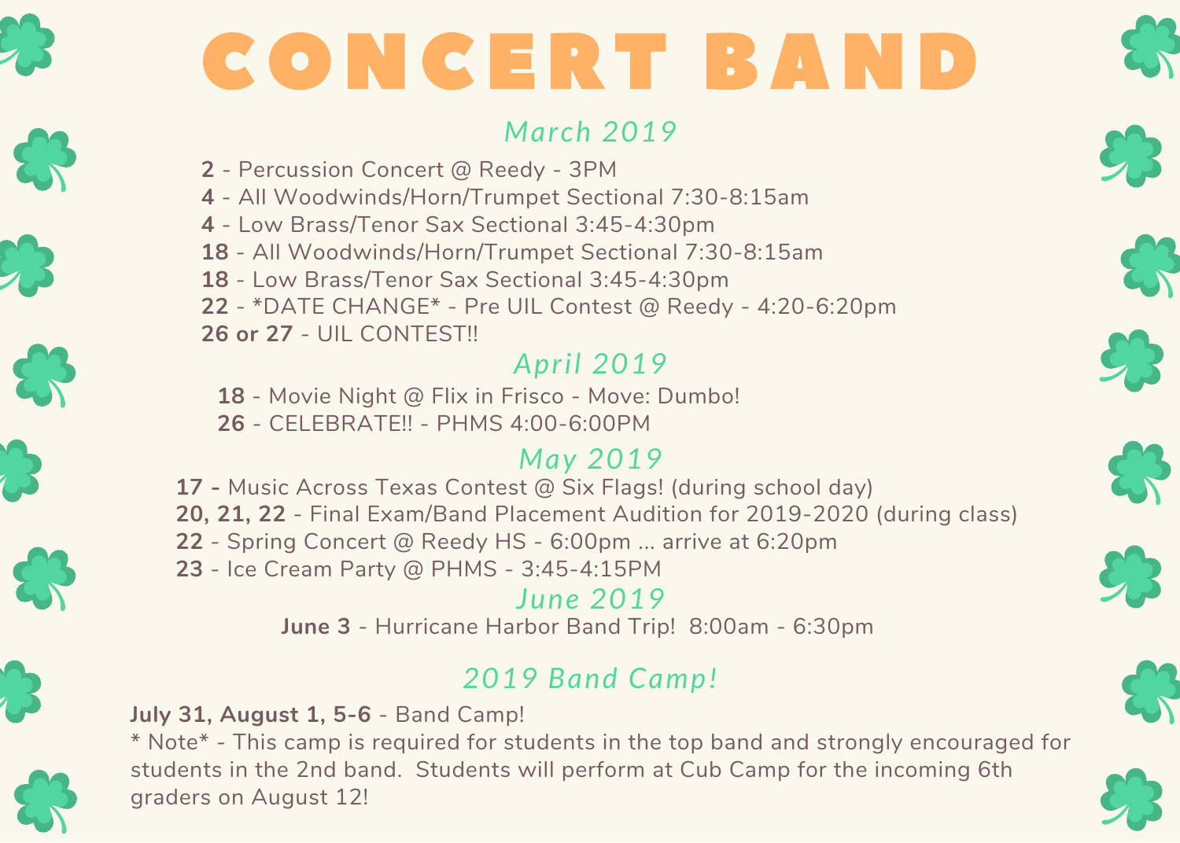# CONCERT BAND

## *March 2019*

**2** - Percussion Concert @ Reedy - 3PM
**4** - All Woodwinds/Horn/Trumpet Sectional 7:30-8:15am
**4** - Low Brass/Tenor Sax Sectional 3:45-4:30pm
**18** - All Woodwinds/Horn/Trumpet Sectional 7:30-8:15am
**18** - Low Brass/Tenor Sax Sectional 3:45-4:30pm
**22** - *DATE CHANGE* - Pre UIL Contest @ Reedy - 4:20-6:20pm
**26 or 27** - UIL CONTEST!!

## *April 2019*

**18** - Movie Night @ Flix in Frisco - Move: Dumbo!
**26** - CELEBRATE!! - PHMS 4:00-6:00PM

## *May 2019*

**17 -** Music Across Texas Contest @ Six Flags! (during school day)
**20, 21, 22** - Final Exam/Band Placement Audition for 2019-2020 (during class)
**22** - Spring Concert @ Reedy HS - 6:00pm ... arrive at 6:20pm
**23** - Ice Cream Party @ PHMS - 3:45-4:15PM

## *June 2019*

**June 3** - Hurricane Harbor Band Trip! 8:00am - 6:30pm

## *2019 Band Camp!*

**July 31, August 1, 5-6** - Band Camp!
* Note* - This camp is required for students in the top band and strongly encouraged for students in the 2nd band. Students will perform at Cub Camp for the incoming 6th graders on August 12!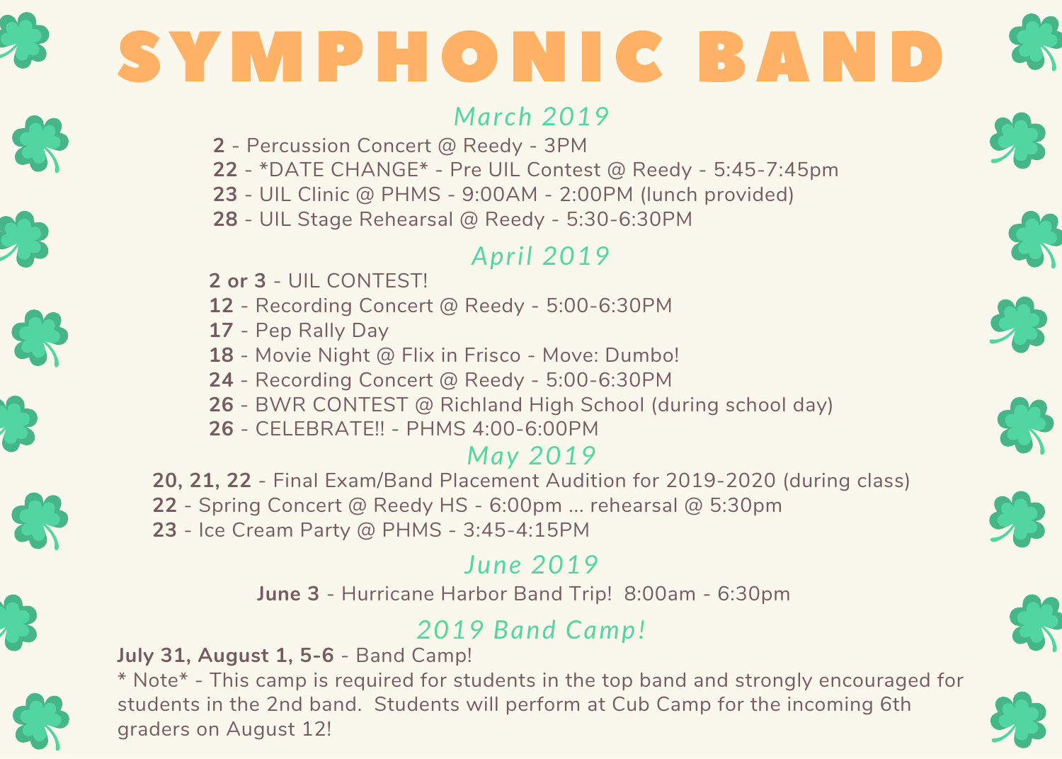# SYMPHONIC BAND

## March 2019

**2** - Percussion Concert @ Reedy - 3PM
**22** - *DATE CHANGE* - Pre UIL Contest @ Reedy - 5:45-7:45pm
**23** - UIL Clinic @ PHMS - 9:00AM - 2:00PM (lunch provided)
**28** - UIL Stage Rehearsal @ Reedy - 5:30-6:30PM

## April 2019

**2 or 3** - UIL CONTEST!
**12** - Recording Concert @ Reedy - 5:00-6:30PM
**17** - Pep Rally Day
**18** - Movie Night @ Flix in Frisco - Move: Dumbo!
**24** - Recording Concert @ Reedy - 5:00-6:30PM
**26** - BWR CONTEST @ Richland High School (during school day)
**26** - CELEBRATE!! - PHMS 4:00-6:00PM

## May 2019

**20, 21, 22** - Final Exam/Band Placement Audition for 2019-2020 (during class)
**22** - Spring Concert @ Reedy HS - 6:00pm ... rehearsal @ 5:30pm
**23** - Ice Cream Party @ PHMS - 3:45-4:15PM

## June 2019

**June 3** - Hurricane Harbor Band Trip! 8:00am - 6:30pm

## 2019 Band Camp!

**July 31, August 1, 5-6** - Band Camp!
* Note* - This camp is required for students in the top band and strongly encouraged for students in the 2nd band. Students will perform at Cub Camp for the incoming 6th graders on August 12!